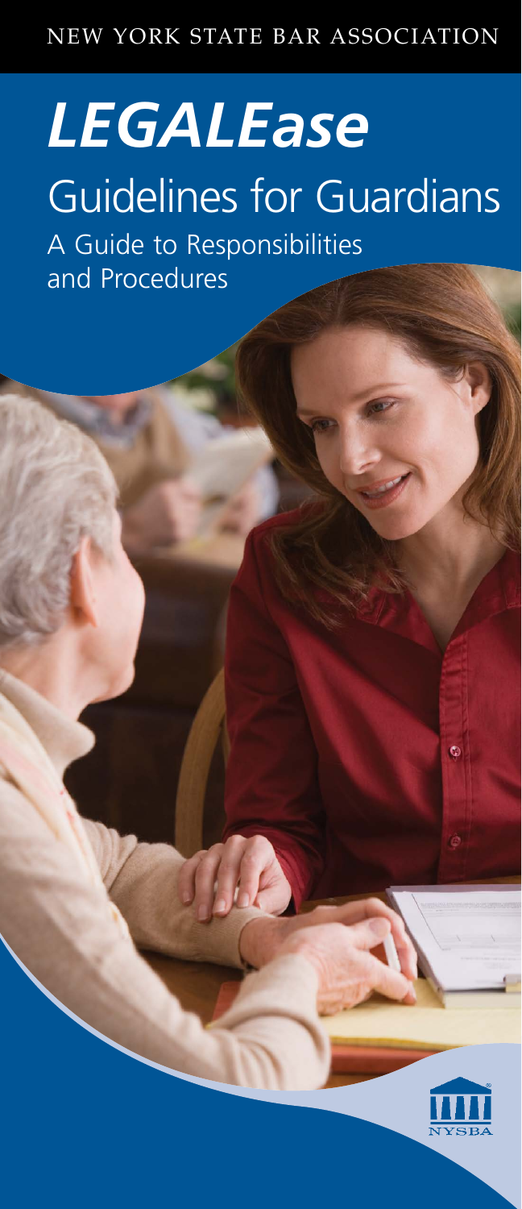NEW YORK STATE BAR ASSOCIATION

# *LEGALEase*

## Guidelines for Guardians

A Guide to Responsibilities and Procedures

NYSBA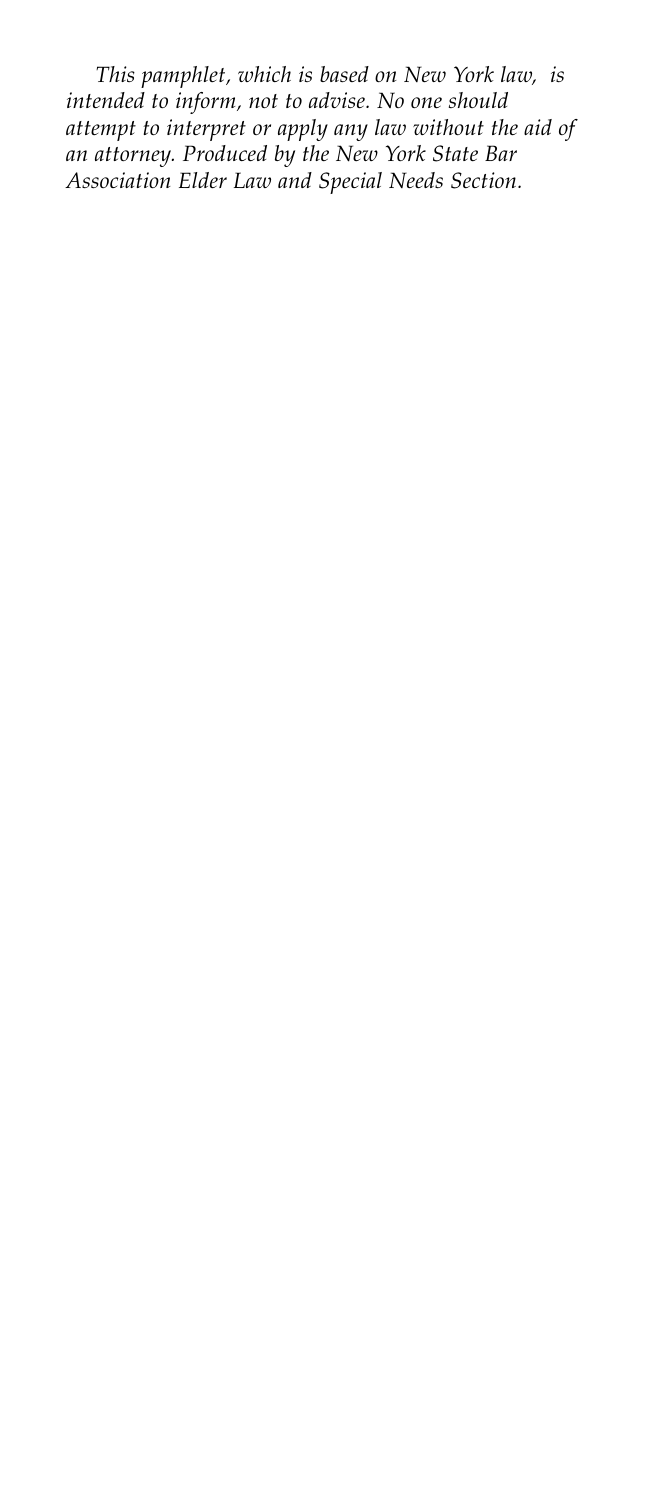*This pamphlet, which is based on New York law, is intended to inform, not to advise. No one should attempt to interpret or apply any law without the aid of an attorney. Produced by the New York State Bar Association Elder Law and Special Needs Section.*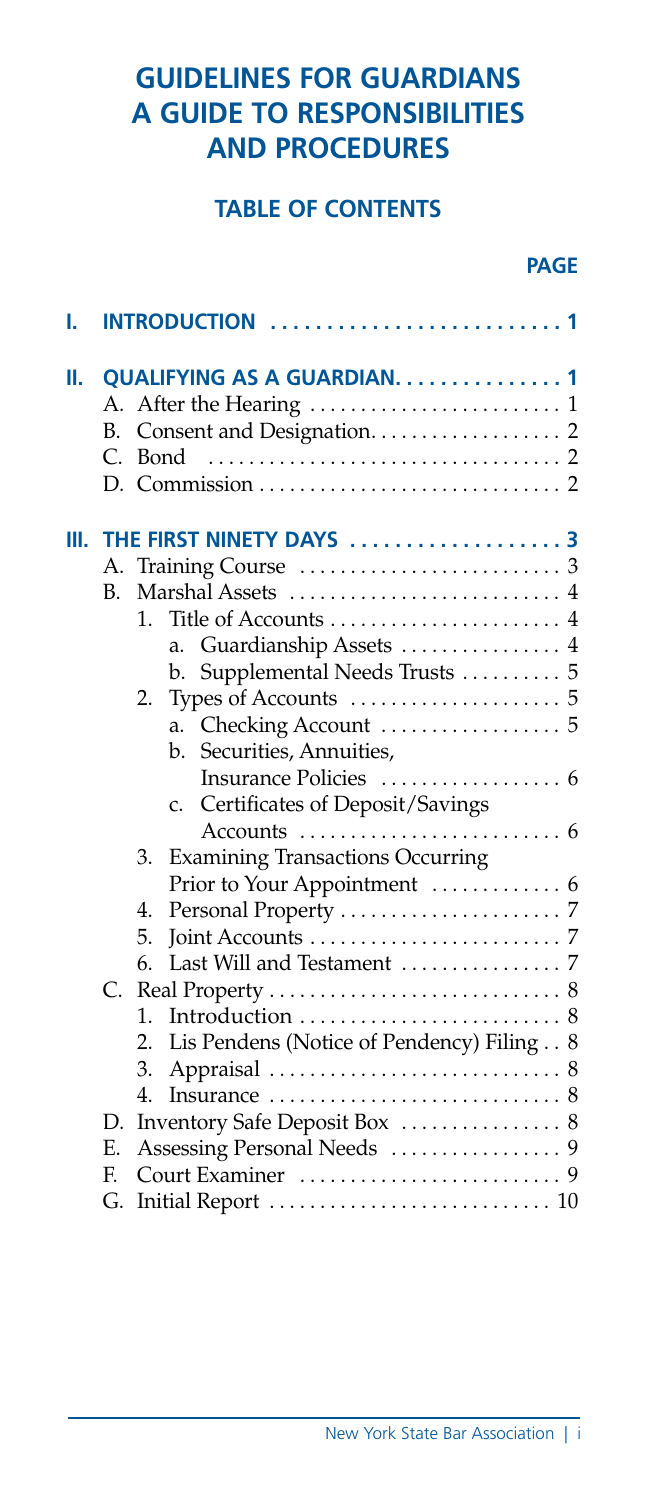# GUIDELINES FOR GUARDIANS A GUIDE TO RESPONSIBILITIES AND PROCEDURES

## TABLE OF CONTENTS

**PAGE**

**I. INTRODUCTION** .......................... 1

**II. QUALIFYING AS A GUARDIAN** .............. 1

- A. After the Hearing ......................... 1
- B. Consent and Designation.................. 2
- C. Bond .................................... 2
- D. Commission .............................. 2

**III. THE FIRST NINETY DAYS** ................... 3

- A. Training Course .......................... 3
- B. Marshal Assets .......................... 4
  1. Title of Accounts ....................... 4
     - a. Guardianship Assets ................ 4
     - b. Supplemental Needs Trusts .......... 5
  2. Types of Accounts ..................... 5
     - a. Checking Account .................. 5
     - b. Securities, Annuities, Insurance Policies .................. 6
     - c. Certificates of Deposit/Savings Accounts .......................... 6
  3. Examining Transactions Occurring Prior to Your Appointment ............. 6
  4. Personal Property ...................... 7
  5. Joint Accounts ......................... 7
  6. Last Will and Testament ................ 7
- C. Real Property ............................ 8
  1. Introduction .......................... 8
  2. Lis Pendens (Notice of Pendency) Filing .. 8
  3. Appraisal ............................. 8
  4. Insurance ............................. 8
- D. Inventory Safe Deposit Box ................ 8
- E. Assessing Personal Needs ................. 9
- F. Court Examiner .......................... 9
- G. Initial Report ........................... 10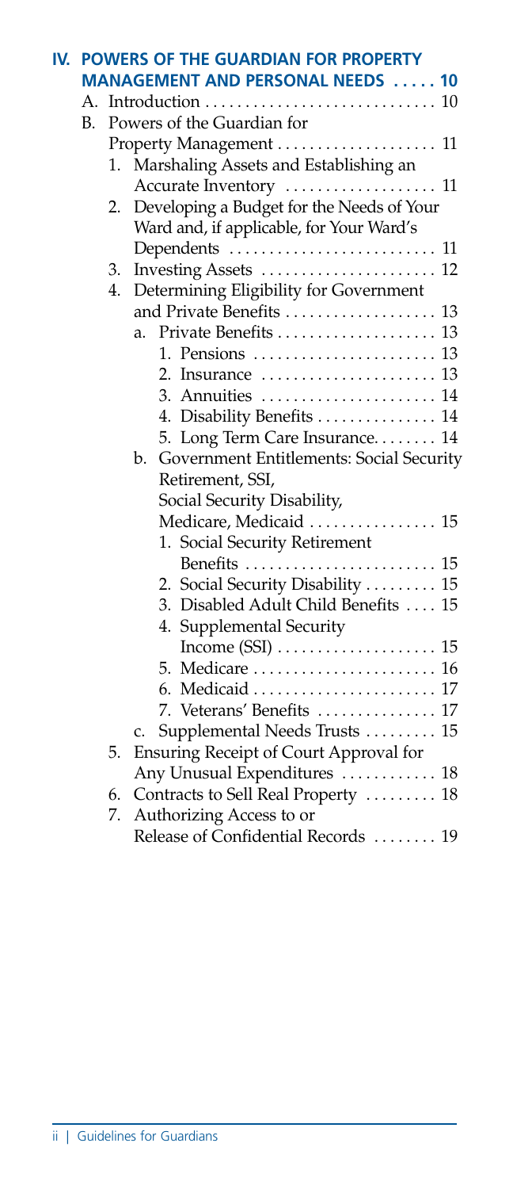**IV. POWERS OF THE GUARDIAN FOR PROPERTY MANAGEMENT AND PERSONAL NEEDS . . . . . 10**

- A. Introduction . . . . . . . . . . . . . . . . . . . . . . . . . . . . . 10
- B. Powers of the Guardian for Property Management . . . . . . . . . . . . . . . . . . . . 11
  1. Marshaling Assets and Establishing an Accurate Inventory . . . . . . . . . . . . . . . . . . . 11
  2. Developing a Budget for the Needs of Your Ward and, if applicable, for Your Ward's Dependents . . . . . . . . . . . . . . . . . . . . . . . . . . 11
  3. Investing Assets . . . . . . . . . . . . . . . . . . . . . . 12
  4. Determining Eligibility for Government and Private Benefits . . . . . . . . . . . . . . . . . . . 13
     - a. Private Benefits . . . . . . . . . . . . . . . . . . . . 13
       1. Pensions . . . . . . . . . . . . . . . . . . . . . . . 13
       2. Insurance . . . . . . . . . . . . . . . . . . . . . . 13
       3. Annuities . . . . . . . . . . . . . . . . . . . . . . 14
       4. Disability Benefits . . . . . . . . . . . . . . . 14
       5. Long Term Care Insurance. . . . . . . . 14
     - b. Government Entitlements: Social Security Retirement, SSI, Social Security Disability, Medicare, Medicaid . . . . . . . . . . . . . . . . 15
       1. Social Security Retirement Benefits . . . . . . . . . . . . . . . . . . . . . . . . 15
       2. Social Security Disability . . . . . . . . . 15
       3. Disabled Adult Child Benefits . . . . 15
       4. Supplemental Security Income (SSI) . . . . . . . . . . . . . . . . . . . . 15
       5. Medicare . . . . . . . . . . . . . . . . . . . . . . . 16
       6. Medicaid . . . . . . . . . . . . . . . . . . . . . . . 17
       7. Veterans' Benefits . . . . . . . . . . . . . . . 17
     - c. Supplemental Needs Trusts . . . . . . . . . 15
  5. Ensuring Receipt of Court Approval for Any Unusual Expenditures . . . . . . . . . . . . 18
  6. Contracts to Sell Real Property . . . . . . . . . 18
  7. Authorizing Access to or Release of Confidential Records . . . . . . . . 19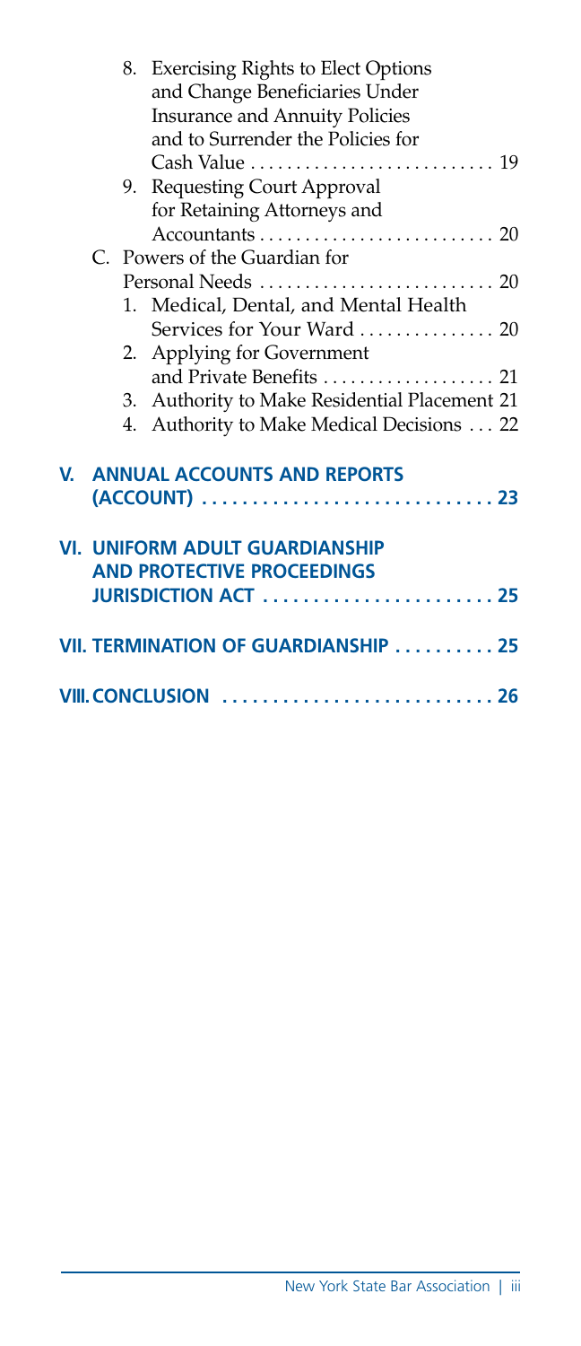8. Exercising Rights to Elect Options and Change Beneficiaries Under Insurance and Annuity Policies and to Surrender the Policies for Cash Value . . . . . . . . . . . . . . . . . . . . . . . . . . 19
9. Requesting Court Approval for Retaining Attorneys and Accountants . . . . . . . . . . . . . . . . . . . . . . . . . . 20

C. Powers of the Guardian for Personal Needs . . . . . . . . . . . . . . . . . . . . . . . . . . 20
1. Medical, Dental, and Mental Health Services for Your Ward . . . . . . . . . . . . . . . 20
2. Applying for Government and Private Benefits . . . . . . . . . . . . . . . . . . . 21
3. Authority to Make Residential Placement 21
4. Authority to Make Medical Decisions . . . 22

**V. ANNUAL ACCOUNTS AND REPORTS (ACCOUNT) . . . . . . . . . . . . . . . . . . . . . . . . . . . . . 23**

**VI. UNIFORM ADULT GUARDIANSHIP AND PROTECTIVE PROCEEDINGS JURISDICTION ACT . . . . . . . . . . . . . . . . . . . . . . . 25**

**VII. TERMINATION OF GUARDIANSHIP . . . . . . . . . . 25**

**VIII. CONCLUSION . . . . . . . . . . . . . . . . . . . . . . . . . . . 26**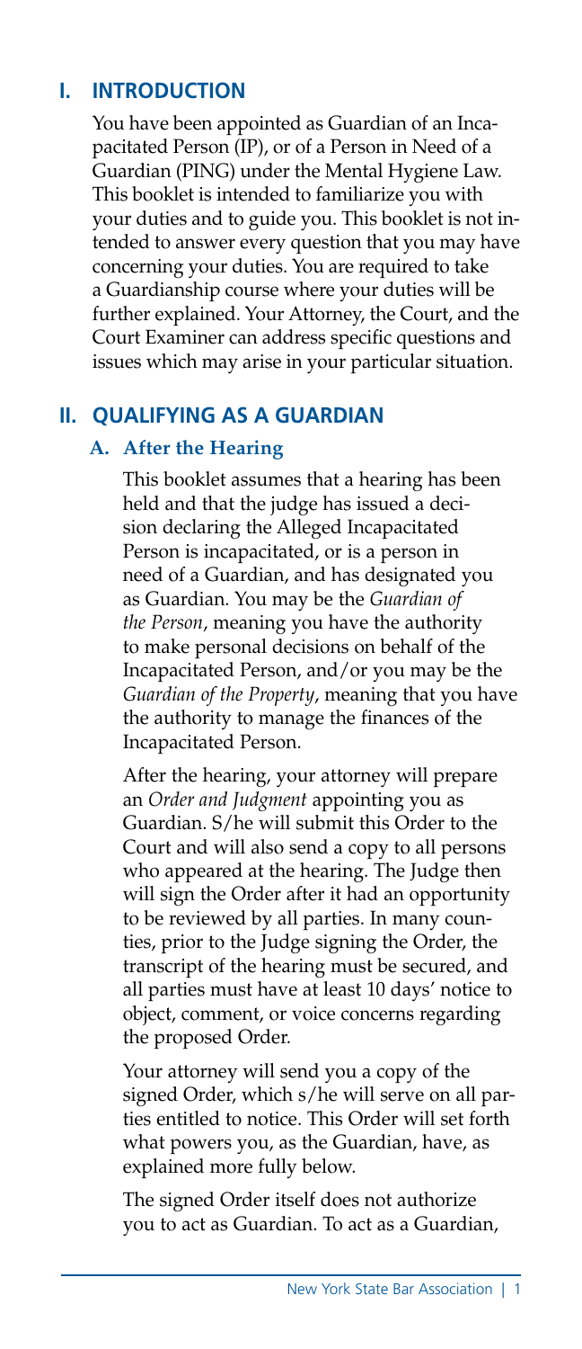## I. INTRODUCTION

You have been appointed as Guardian of an Incapacitated Person (IP), or of a Person in Need of a Guardian (PING) under the Mental Hygiene Law. This booklet is intended to familiarize you with your duties and to guide you. This booklet is not intended to answer every question that you may have concerning your duties. You are required to take a Guardianship course where your duties will be further explained. Your Attorney, the Court, and the Court Examiner can address specific questions and issues which may arise in your particular situation.

## II. QUALIFYING AS A GUARDIAN

### A. After the Hearing

This booklet assumes that a hearing has been held and that the judge has issued a decision declaring the Alleged Incapacitated Person is incapacitated, or is a person in need of a Guardian, and has designated you as Guardian. You may be the *Guardian of the Person*, meaning you have the authority to make personal decisions on behalf of the Incapacitated Person, and/or you may be the *Guardian of the Property*, meaning that you have the authority to manage the finances of the Incapacitated Person.

After the hearing, your attorney will prepare an *Order and Judgment* appointing you as Guardian. S/he will submit this Order to the Court and will also send a copy to all persons who appeared at the hearing. The Judge then will sign the Order after it had an opportunity to be reviewed by all parties. In many counties, prior to the Judge signing the Order, the transcript of the hearing must be secured, and all parties must have at least 10 days' notice to object, comment, or voice concerns regarding the proposed Order.

Your attorney will send you a copy of the signed Order, which s/he will serve on all parties entitled to notice. This Order will set forth what powers you, as the Guardian, have, as explained more fully below.

The signed Order itself does not authorize you to act as Guardian. To act as a Guardian,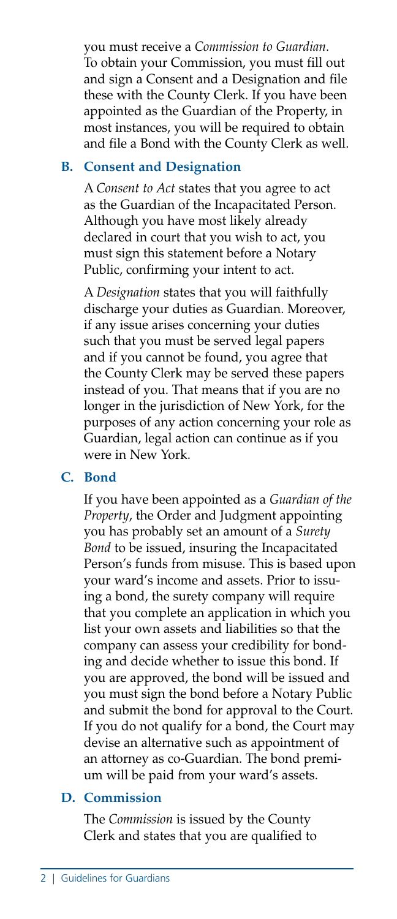you must receive a *Commission to Guardian*. To obtain your Commission, you must fill out and sign a Consent and a Designation and file these with the County Clerk. If you have been appointed as the Guardian of the Property, in most instances, you will be required to obtain and file a Bond with the County Clerk as well.

### B. Consent and Designation

A *Consent to Act* states that you agree to act as the Guardian of the Incapacitated Person. Although you have most likely already declared in court that you wish to act, you must sign this statement before a Notary Public, confirming your intent to act.

A *Designation* states that you will faithfully discharge your duties as Guardian. Moreover, if any issue arises concerning your duties such that you must be served legal papers and if you cannot be found, you agree that the County Clerk may be served these papers instead of you. That means that if you are no longer in the jurisdiction of New York, for the purposes of any action concerning your role as Guardian, legal action can continue as if you were in New York.

### C. Bond

If you have been appointed as a *Guardian of the Property*, the Order and Judgment appointing you has probably set an amount of a *Surety Bond* to be issued, insuring the Incapacitated Person's funds from misuse. This is based upon your ward's income and assets. Prior to issuing a bond, the surety company will require that you complete an application in which you list your own assets and liabilities so that the company can assess your credibility for bonding and decide whether to issue this bond. If you are approved, the bond will be issued and you must sign the bond before a Notary Public and submit the bond for approval to the Court. If you do not qualify for a bond, the Court may devise an alternative such as appointment of an attorney as co-Guardian. The bond premium will be paid from your ward's assets.

### D. Commission

The *Commission* is issued by the County Clerk and states that you are qualified to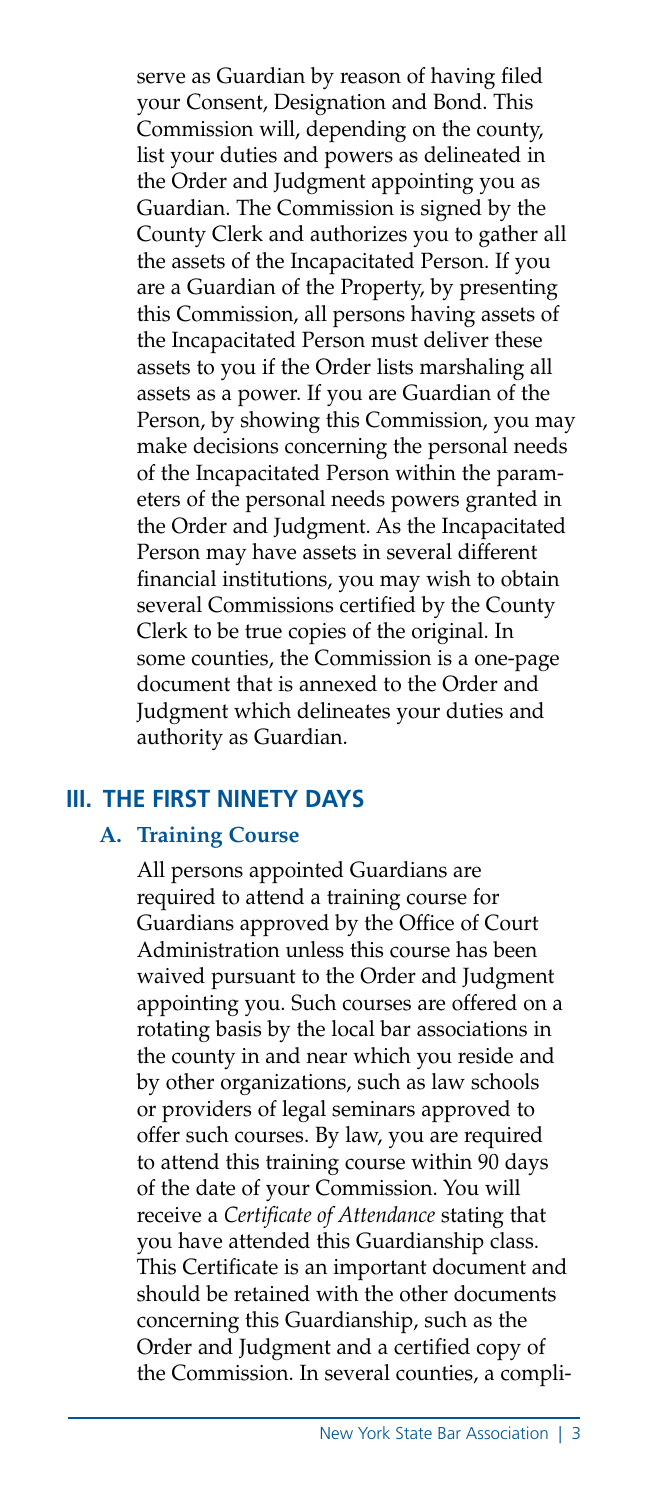serve as Guardian by reason of having filed your Consent, Designation and Bond. This Commission will, depending on the county, list your duties and powers as delineated in the Order and Judgment appointing you as Guardian. The Commission is signed by the County Clerk and authorizes you to gather all the assets of the Incapacitated Person. If you are a Guardian of the Property, by presenting this Commission, all persons having assets of the Incapacitated Person must deliver these assets to you if the Order lists marshaling all assets as a power. If you are Guardian of the Person, by showing this Commission, you may make decisions concerning the personal needs of the Incapacitated Person within the parameters of the personal needs powers granted in the Order and Judgment. As the Incapacitated Person may have assets in several different financial institutions, you may wish to obtain several Commissions certified by the County Clerk to be true copies of the original. In some counties, the Commission is a one-page document that is annexed to the Order and Judgment which delineates your duties and authority as Guardian.

## III. THE FIRST NINETY DAYS

### A. Training Course

All persons appointed Guardians are required to attend a training course for Guardians approved by the Office of Court Administration unless this course has been waived pursuant to the Order and Judgment appointing you. Such courses are offered on a rotating basis by the local bar associations in the county in and near which you reside and by other organizations, such as law schools or providers of legal seminars approved to offer such courses. By law, you are required to attend this training course within 90 days of the date of your Commission. You will receive a *Certificate of Attendance* stating that you have attended this Guardianship class. This Certificate is an important document and should be retained with the other documents concerning this Guardianship, such as the Order and Judgment and a certified copy of the Commission. In several counties, a compli-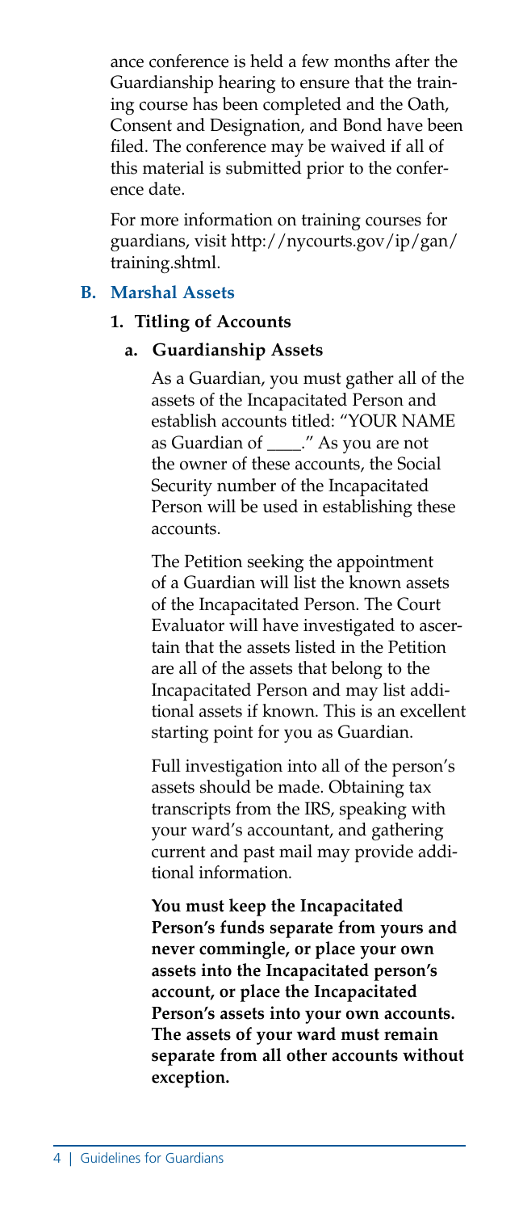ance conference is held a few months after the Guardianship hearing to ensure that the training course has been completed and the Oath, Consent and Designation, and Bond have been filed. The conference may be waived if all of this material is submitted prior to the conference date.

For more information on training courses for guardians, visit http://nycourts.gov/ip/gan/training.shtml.

## B. Marshal Assets

### 1. Titling of Accounts

#### a. Guardianship Assets

As a Guardian, you must gather all of the assets of the Incapacitated Person and establish accounts titled: "YOUR NAME as Guardian of ____." As you are not the owner of these accounts, the Social Security number of the Incapacitated Person will be used in establishing these accounts.

The Petition seeking the appointment of a Guardian will list the known assets of the Incapacitated Person. The Court Evaluator will have investigated to ascertain that the assets listed in the Petition are all of the assets that belong to the Incapacitated Person and may list additional assets if known. This is an excellent starting point for you as Guardian.

Full investigation into all of the person's assets should be made. Obtaining tax transcripts from the IRS, speaking with your ward's accountant, and gathering current and past mail may provide additional information.

**You must keep the Incapacitated Person's funds separate from yours and never commingle, or place your own assets into the Incapacitated person's account, or place the Incapacitated Person's assets into your own accounts. The assets of your ward must remain separate from all other accounts without exception.**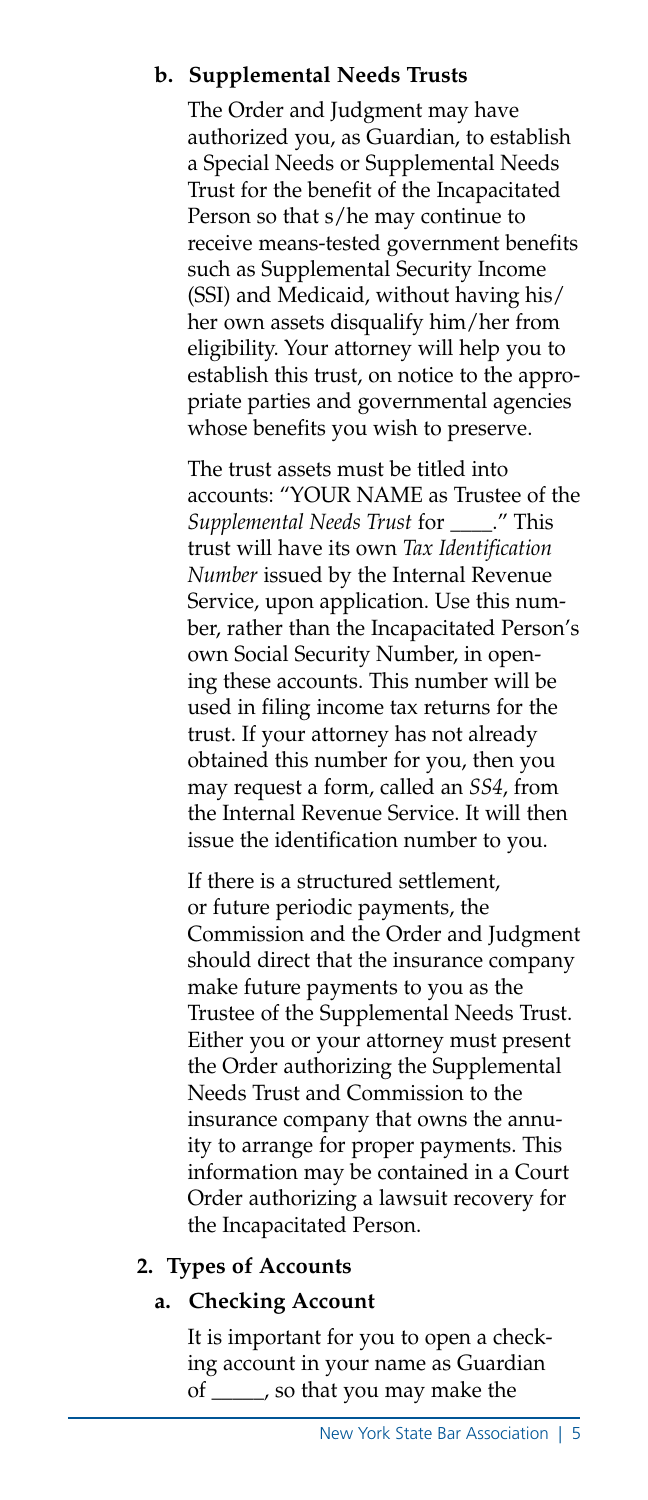**b. Supplemental Needs Trusts**

The Order and Judgment may have authorized you, as Guardian, to establish a Special Needs or Supplemental Needs Trust for the benefit of the Incapacitated Person so that s/he may continue to receive means-tested government benefits such as Supplemental Security Income (SSI) and Medicaid, without having his/her own assets disqualify him/her from eligibility. Your attorney will help you to establish this trust, on notice to the appropriate parties and governmental agencies whose benefits you wish to preserve.

The trust assets must be titled into accounts: "YOUR NAME as Trustee of the *Supplemental Needs Trust* for ____." This trust will have its own *Tax Identification Number* issued by the Internal Revenue Service, upon application. Use this number, rather than the Incapacitated Person's own Social Security Number, in opening these accounts. This number will be used in filing income tax returns for the trust. If your attorney has not already obtained this number for you, then you may request a form, called an *SS4*, from the Internal Revenue Service. It will then issue the identification number to you.

If there is a structured settlement, or future periodic payments, the Commission and the Order and Judgment should direct that the insurance company make future payments to you as the Trustee of the Supplemental Needs Trust. Either you or your attorney must present the Order authorizing the Supplemental Needs Trust and Commission to the insurance company that owns the annuity to arrange for proper payments. This information may be contained in a Court Order authorizing a lawsuit recovery for the Incapacitated Person.

**2. Types of Accounts**

**a. Checking Account**

It is important for you to open a checking account in your name as Guardian of _____, so that you may make the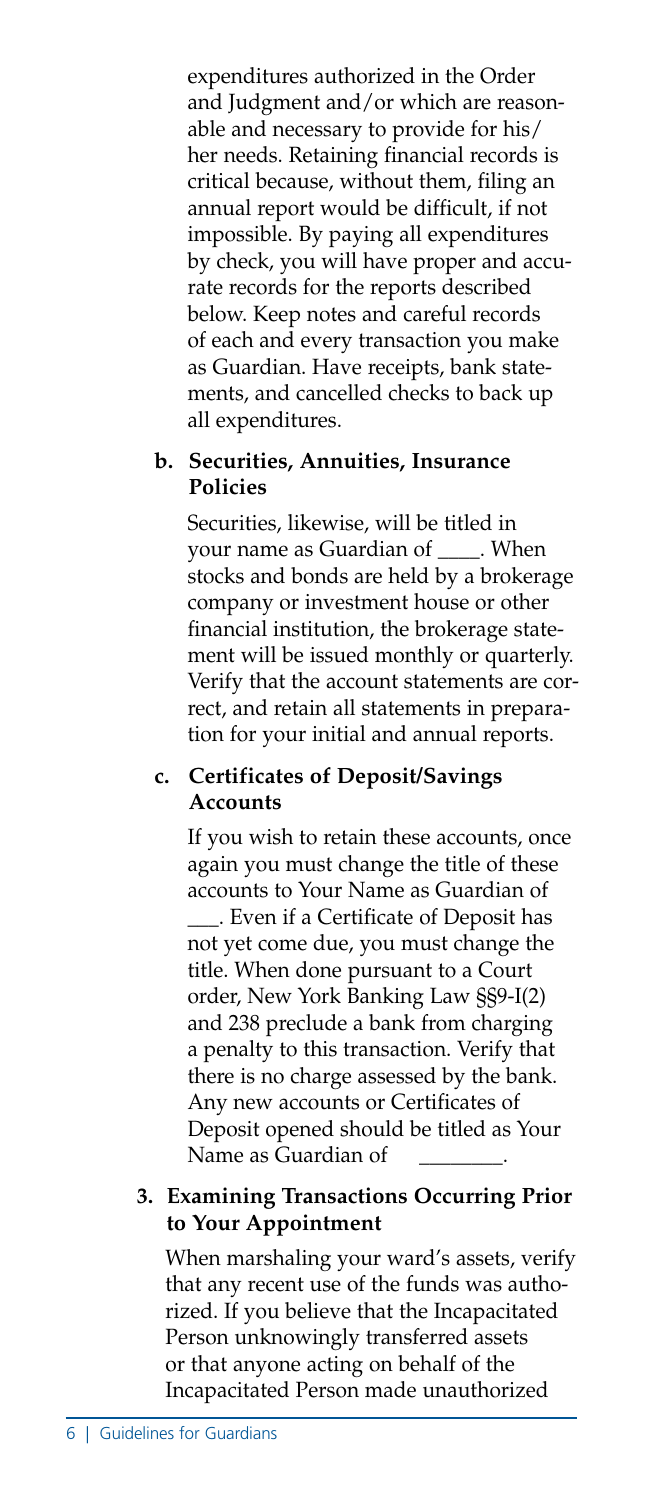expenditures authorized in the Order and Judgment and/or which are reasonable and necessary to provide for his/her needs. Retaining financial records is critical because, without them, filing an annual report would be difficult, if not impossible. By paying all expenditures by check, you will have proper and accurate records for the reports described below. Keep notes and careful records of each and every transaction you make as Guardian. Have receipts, bank statements, and cancelled checks to back up all expenditures.

**b. Securities, Annuities, Insurance Policies**

Securities, likewise, will be titled in your name as Guardian of ____. When stocks and bonds are held by a brokerage company or investment house or other financial institution, the brokerage statement will be issued monthly or quarterly. Verify that the account statements are correct, and retain all statements in preparation for your initial and annual reports.

**c. Certificates of Deposit/Savings Accounts**

If you wish to retain these accounts, once again you must change the title of these accounts to Your Name as Guardian of ___. Even if a Certificate of Deposit has not yet come due, you must change the title. When done pursuant to a Court order, New York Banking Law §§9-I(2) and 238 preclude a bank from charging a penalty to this transaction. Verify that there is no charge assessed by the bank. Any new accounts or Certificates of Deposit opened should be titled as Your Name as Guardian of ________.

**3. Examining Transactions Occurring Prior to Your Appointment**

When marshaling your ward's assets, verify that any recent use of the funds was authorized. If you believe that the Incapacitated Person unknowingly transferred assets or that anyone acting on behalf of the Incapacitated Person made unauthorized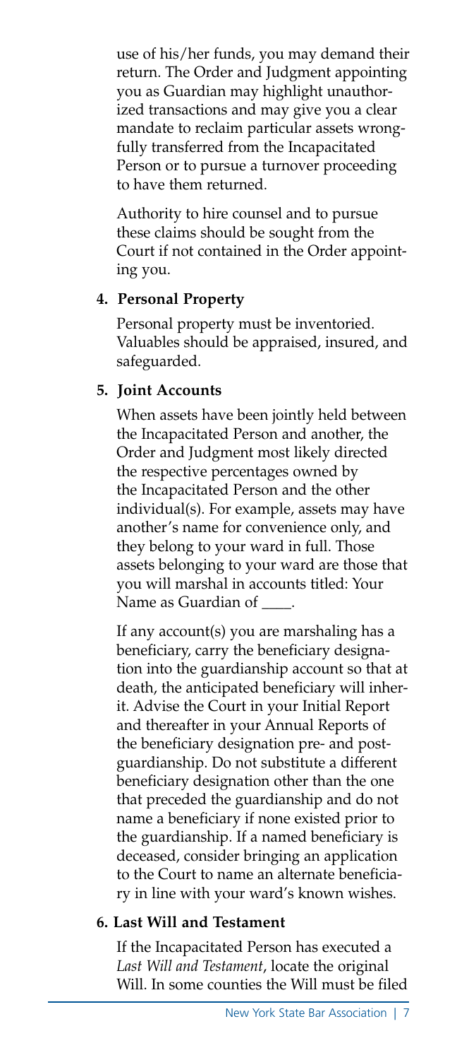use of his/her funds, you may demand their return. The Order and Judgment appointing you as Guardian may highlight unauthorized transactions and may give you a clear mandate to reclaim particular assets wrongfully transferred from the Incapacitated Person or to pursue a turnover proceeding to have them returned.

Authority to hire counsel and to pursue these claims should be sought from the Court if not contained in the Order appointing you.

**4. Personal Property**

Personal property must be inventoried. Valuables should be appraised, insured, and safeguarded.

**5. Joint Accounts**

When assets have been jointly held between the Incapacitated Person and another, the Order and Judgment most likely directed the respective percentages owned by the Incapacitated Person and the other individual(s). For example, assets may have another's name for convenience only, and they belong to your ward in full. Those assets belonging to your ward are those that you will marshal in accounts titled: Your Name as Guardian of ____.

If any account(s) you are marshaling has a beneficiary, carry the beneficiary designation into the guardianship account so that at death, the anticipated beneficiary will inherit. Advise the Court in your Initial Report and thereafter in your Annual Reports of the beneficiary designation pre- and post-guardianship. Do not substitute a different beneficiary designation other than the one that preceded the guardianship and do not name a beneficiary if none existed prior to the guardianship. If a named beneficiary is deceased, consider bringing an application to the Court to name an alternate beneficiary in line with your ward's known wishes.

**6. Last Will and Testament**

If the Incapacitated Person has executed a *Last Will and Testament*, locate the original Will. In some counties the Will must be filed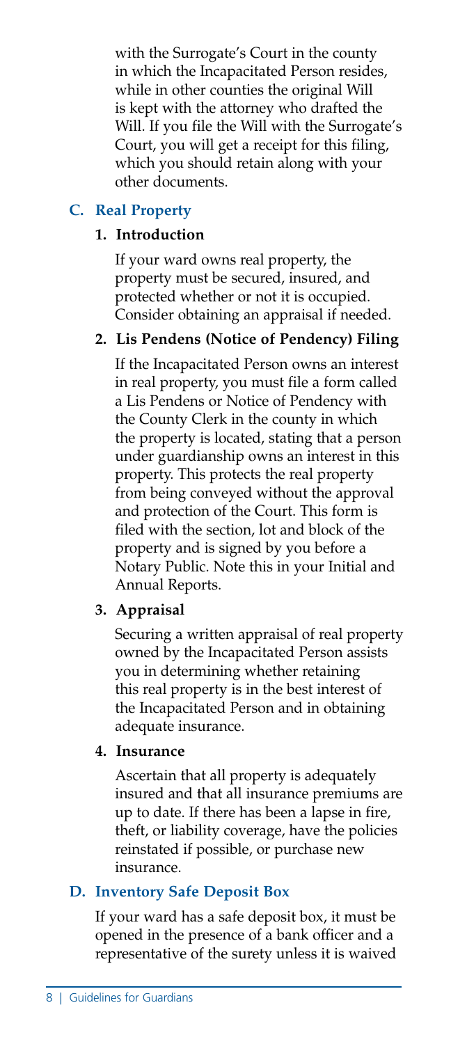with the Surrogate's Court in the county in which the Incapacitated Person resides, while in other counties the original Will is kept with the attorney who drafted the Will. If you file the Will with the Surrogate's Court, you will get a receipt for this filing, which you should retain along with your other documents.

### C. Real Property

#### 1. Introduction

If your ward owns real property, the property must be secured, insured, and protected whether or not it is occupied. Consider obtaining an appraisal if needed.

#### 2. Lis Pendens (Notice of Pendency) Filing

If the Incapacitated Person owns an interest in real property, you must file a form called a Lis Pendens or Notice of Pendency with the County Clerk in the county in which the property is located, stating that a person under guardianship owns an interest in this property. This protects the real property from being conveyed without the approval and protection of the Court. This form is filed with the section, lot and block of the property and is signed by you before a Notary Public. Note this in your Initial and Annual Reports.

#### 3. Appraisal

Securing a written appraisal of real property owned by the Incapacitated Person assists you in determining whether retaining this real property is in the best interest of the Incapacitated Person and in obtaining adequate insurance.

#### 4. Insurance

Ascertain that all property is adequately insured and that all insurance premiums are up to date. If there has been a lapse in fire, theft, or liability coverage, have the policies reinstated if possible, or purchase new insurance.

### D. Inventory Safe Deposit Box

If your ward has a safe deposit box, it must be opened in the presence of a bank officer and a representative of the surety unless it is waived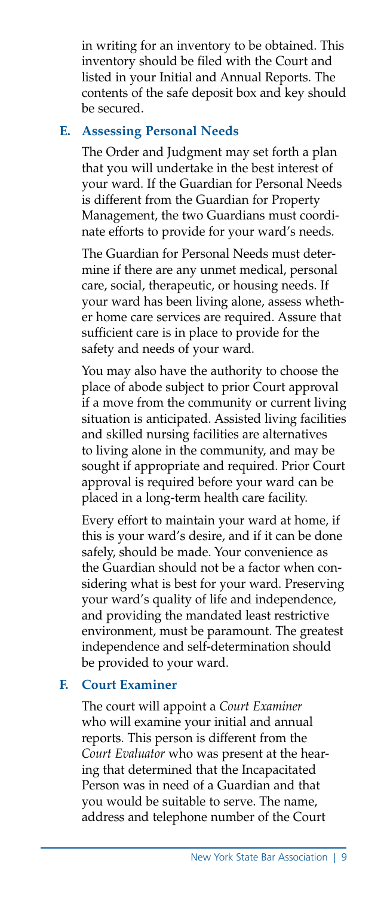in writing for an inventory to be obtained. This inventory should be filed with the Court and listed in your Initial and Annual Reports. The contents of the safe deposit box and key should be secured.

### E. Assessing Personal Needs

The Order and Judgment may set forth a plan that you will undertake in the best interest of your ward. If the Guardian for Personal Needs is different from the Guardian for Property Management, the two Guardians must coordinate efforts to provide for your ward's needs.

The Guardian for Personal Needs must determine if there are any unmet medical, personal care, social, therapeutic, or housing needs. If your ward has been living alone, assess whether home care services are required. Assure that sufficient care is in place to provide for the safety and needs of your ward.

You may also have the authority to choose the place of abode subject to prior Court approval if a move from the community or current living situation is anticipated. Assisted living facilities and skilled nursing facilities are alternatives to living alone in the community, and may be sought if appropriate and required. Prior Court approval is required before your ward can be placed in a long-term health care facility.

Every effort to maintain your ward at home, if this is your ward's desire, and if it can be done safely, should be made. Your convenience as the Guardian should not be a factor when considering what is best for your ward. Preserving your ward's quality of life and independence, and providing the mandated least restrictive environment, must be paramount. The greatest independence and self-determination should be provided to your ward.

### F. Court Examiner

The court will appoint a *Court Examiner* who will examine your initial and annual reports. This person is different from the *Court Evaluator* who was present at the hearing that determined that the Incapacitated Person was in need of a Guardian and that you would be suitable to serve. The name, address and telephone number of the Court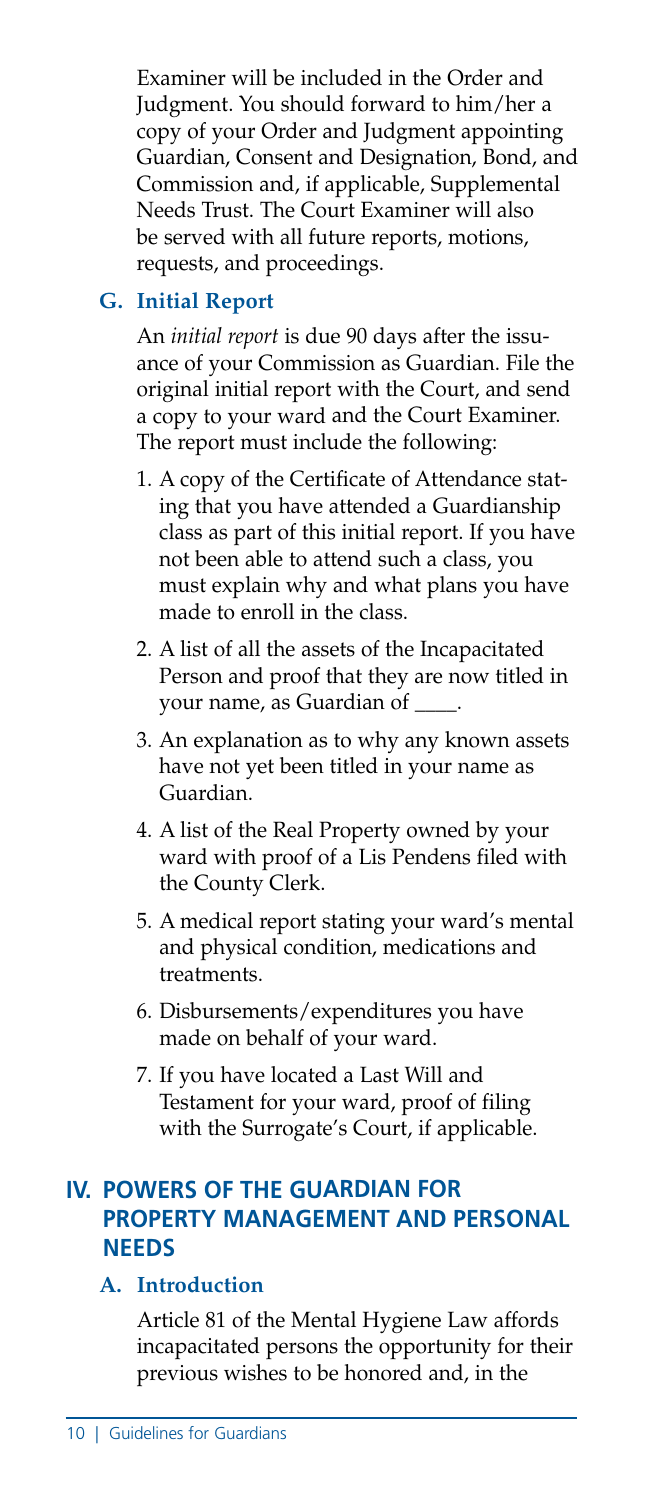Examiner will be included in the Order and Judgment. You should forward to him/her a copy of your Order and Judgment appointing Guardian, Consent and Designation, Bond, and Commission and, if applicable, Supplemental Needs Trust. The Court Examiner will also be served with all future reports, motions, requests, and proceedings.

### G. Initial Report

An *initial report* is due 90 days after the issuance of your Commission as Guardian. File the original initial report with the Court, and send a copy to your ward and the Court Examiner. The report must include the following:

1. A copy of the Certificate of Attendance stating that you have attended a Guardianship class as part of this initial report. If you have not been able to attend such a class, you must explain why and what plans you have made to enroll in the class.
2. A list of all the assets of the Incapacitated Person and proof that they are now titled in your name, as Guardian of ____.
3. An explanation as to why any known assets have not yet been titled in your name as Guardian.
4. A list of the Real Property owned by your ward with proof of a Lis Pendens filed with the County Clerk.
5. A medical report stating your ward's mental and physical condition, medications and treatments.
6. Disbursements/expenditures you have made on behalf of your ward.
7. If you have located a Last Will and Testament for your ward, proof of filing with the Surrogate's Court, if applicable.

## IV. POWERS OF THE GUARDIAN FOR PROPERTY MANAGEMENT AND PERSONAL NEEDS

### A. Introduction

Article 81 of the Mental Hygiene Law affords incapacitated persons the opportunity for their previous wishes to be honored and, in the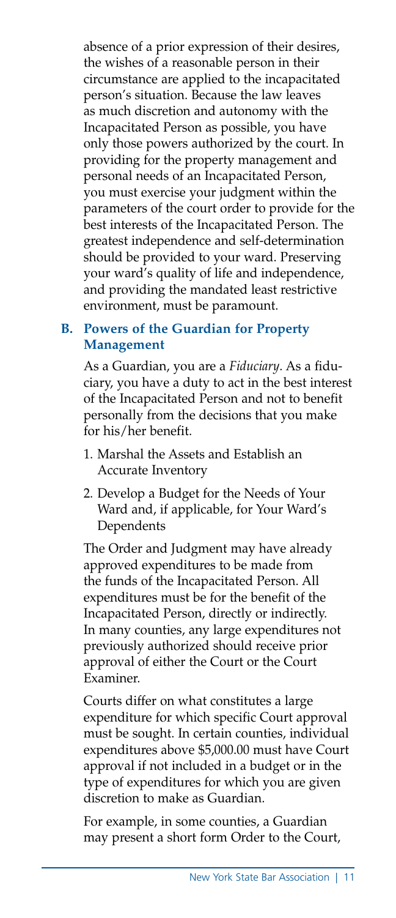absence of a prior expression of their desires, the wishes of a reasonable person in their circumstance are applied to the incapacitated person's situation. Because the law leaves as much discretion and autonomy with the Incapacitated Person as possible, you have only those powers authorized by the court. In providing for the property management and personal needs of an Incapacitated Person, you must exercise your judgment within the parameters of the court order to provide for the best interests of the Incapacitated Person. The greatest independence and self-determination should be provided to your ward. Preserving your ward's quality of life and independence, and providing the mandated least restrictive environment, must be paramount.

### B. Powers of the Guardian for Property Management

As a Guardian, you are a *Fiduciary*. As a fiduciary, you have a duty to act in the best interest of the Incapacitated Person and not to benefit personally from the decisions that you make for his/her benefit.

1. Marshal the Assets and Establish an Accurate Inventory
2. Develop a Budget for the Needs of Your Ward and, if applicable, for Your Ward's Dependents

The Order and Judgment may have already approved expenditures to be made from the funds of the Incapacitated Person. All expenditures must be for the benefit of the Incapacitated Person, directly or indirectly. In many counties, any large expenditures not previously authorized should receive prior approval of either the Court or the Court Examiner.

Courts differ on what constitutes a large expenditure for which specific Court approval must be sought. In certain counties, individual expenditures above $5,000.00 must have Court approval if not included in a budget or in the type of expenditures for which you are given discretion to make as Guardian.

For example, in some counties, a Guardian may present a short form Order to the Court,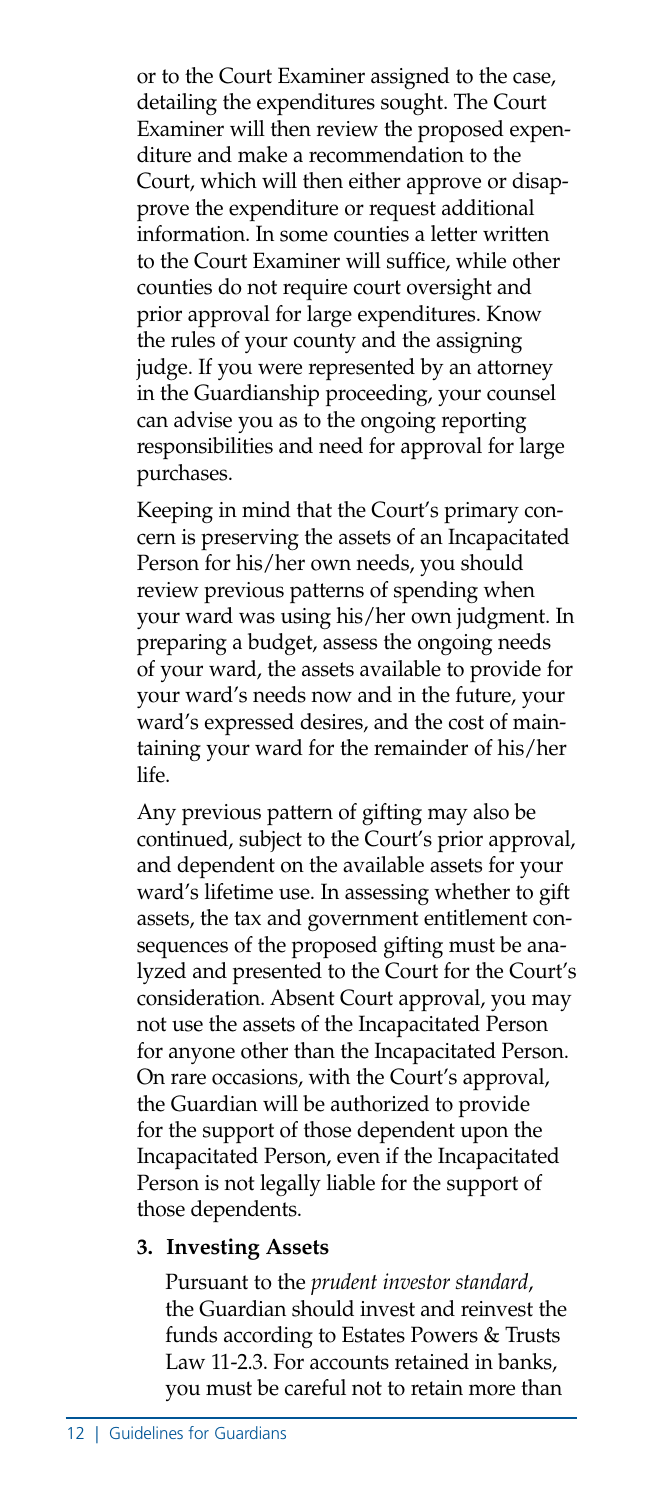or to the Court Examiner assigned to the case, detailing the expenditures sought. The Court Examiner will then review the proposed expenditure and make a recommendation to the Court, which will then either approve or disapprove the expenditure or request additional information. In some counties a letter written to the Court Examiner will suffice, while other counties do not require court oversight and prior approval for large expenditures. Know the rules of your county and the assigning judge. If you were represented by an attorney in the Guardianship proceeding, your counsel can advise you as to the ongoing reporting responsibilities and need for approval for large purchases.

Keeping in mind that the Court's primary concern is preserving the assets of an Incapacitated Person for his/her own needs, you should review previous patterns of spending when your ward was using his/her own judgment. In preparing a budget, assess the ongoing needs of your ward, the assets available to provide for your ward's needs now and in the future, your ward's expressed desires, and the cost of maintaining your ward for the remainder of his/her life.

Any previous pattern of gifting may also be continued, subject to the Court's prior approval, and dependent on the available assets for your ward's lifetime use. In assessing whether to gift assets, the tax and government entitlement consequences of the proposed gifting must be analyzed and presented to the Court for the Court's consideration. Absent Court approval, you may not use the assets of the Incapacitated Person for anyone other than the Incapacitated Person. On rare occasions, with the Court's approval, the Guardian will be authorized to provide for the support of those dependent upon the Incapacitated Person, even if the Incapacitated Person is not legally liable for the support of those dependents.

**3. Investing Assets**

Pursuant to the *prudent investor standard*, the Guardian should invest and reinvest the funds according to Estates Powers & Trusts Law 11-2.3. For accounts retained in banks, you must be careful not to retain more than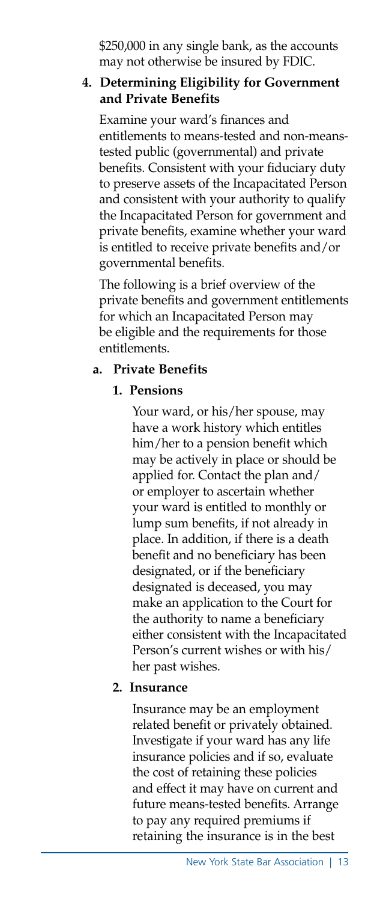$250,000 in any single bank, as the accounts may not otherwise be insured by FDIC.

**4. Determining Eligibility for Government and Private Benefits**

Examine your ward's finances and entitlements to means-tested and non-means-tested public (governmental) and private benefits. Consistent with your fiduciary duty to preserve assets of the Incapacitated Person and consistent with your authority to qualify the Incapacitated Person for government and private benefits, examine whether your ward is entitled to receive private benefits and/or governmental benefits.

The following is a brief overview of the private benefits and government entitlements for which an Incapacitated Person may be eligible and the requirements for those entitlements.

**a. Private Benefits**

**1. Pensions**

Your ward, or his/her spouse, may have a work history which entitles him/her to a pension benefit which may be actively in place or should be applied for. Contact the plan and/or employer to ascertain whether your ward is entitled to monthly or lump sum benefits, if not already in place. In addition, if there is a death benefit and no beneficiary has been designated, or if the beneficiary designated is deceased, you may make an application to the Court for the authority to name a beneficiary either consistent with the Incapacitated Person's current wishes or with his/her past wishes.

**2. Insurance**

Insurance may be an employment related benefit or privately obtained. Investigate if your ward has any life insurance policies and if so, evaluate the cost of retaining these policies and effect it may have on current and future means-tested benefits. Arrange to pay any required premiums if retaining the insurance is in the best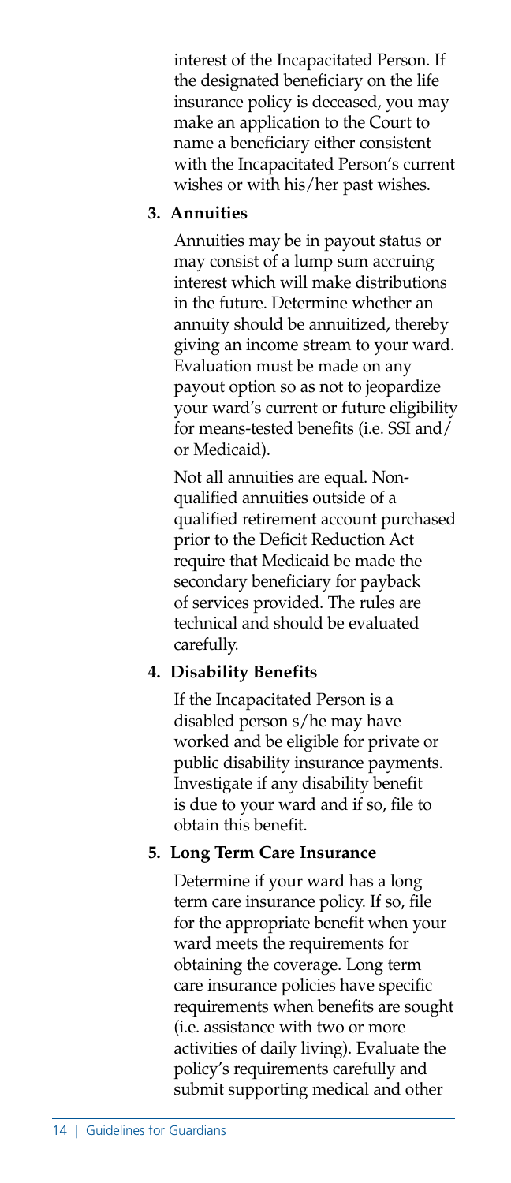interest of the Incapacitated Person. If the designated beneficiary on the life insurance policy is deceased, you may make an application to the Court to name a beneficiary either consistent with the Incapacitated Person's current wishes or with his/her past wishes.

**3. Annuities**

Annuities may be in payout status or may consist of a lump sum accruing interest which will make distributions in the future. Determine whether an annuity should be annuitized, thereby giving an income stream to your ward. Evaluation must be made on any payout option so as not to jeopardize your ward's current or future eligibility for means-tested benefits (i.e. SSI and/or Medicaid).

Not all annuities are equal. Non-qualified annuities outside of a qualified retirement account purchased prior to the Deficit Reduction Act require that Medicaid be made the secondary beneficiary for payback of services provided. The rules are technical and should be evaluated carefully.

**4. Disability Benefits**

If the Incapacitated Person is a disabled person s/he may have worked and be eligible for private or public disability insurance payments. Investigate if any disability benefit is due to your ward and if so, file to obtain this benefit.

**5. Long Term Care Insurance**

Determine if your ward has a long term care insurance policy. If so, file for the appropriate benefit when your ward meets the requirements for obtaining the coverage. Long term care insurance policies have specific requirements when benefits are sought (i.e. assistance with two or more activities of daily living). Evaluate the policy's requirements carefully and submit supporting medical and other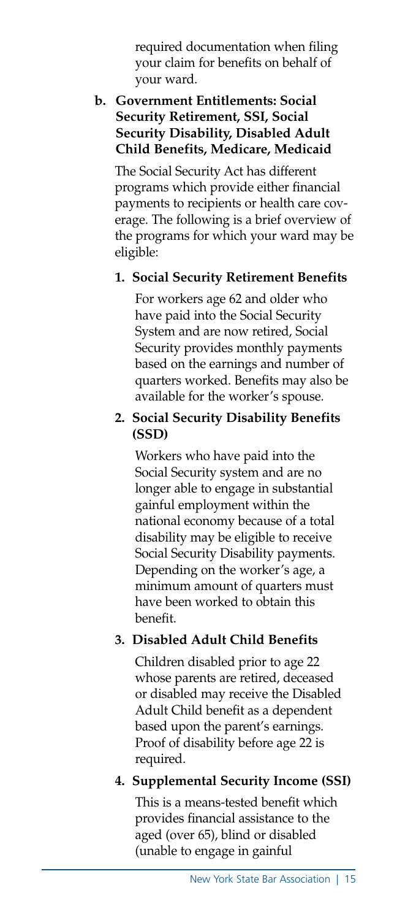required documentation when filing your claim for benefits on behalf of your ward.

**b. Government Entitlements: Social Security Retirement, SSI, Social Security Disability, Disabled Adult Child Benefits, Medicare, Medicaid**

The Social Security Act has different programs which provide either financial payments to recipients or health care coverage. The following is a brief overview of the programs for which your ward may be eligible:

**1. Social Security Retirement Benefits**

For workers age 62 and older who have paid into the Social Security System and are now retired, Social Security provides monthly payments based on the earnings and number of quarters worked. Benefits may also be available for the worker's spouse.

**2. Social Security Disability Benefits (SSD)**

Workers who have paid into the Social Security system and are no longer able to engage in substantial gainful employment within the national economy because of a total disability may be eligible to receive Social Security Disability payments. Depending on the worker's age, a minimum amount of quarters must have been worked to obtain this benefit.

**3. Disabled Adult Child Benefits**

Children disabled prior to age 22 whose parents are retired, deceased or disabled may receive the Disabled Adult Child benefit as a dependent based upon the parent's earnings. Proof of disability before age 22 is required.

**4. Supplemental Security Income (SSI)**

This is a means-tested benefit which provides financial assistance to the aged (over 65), blind or disabled (unable to engage in gainful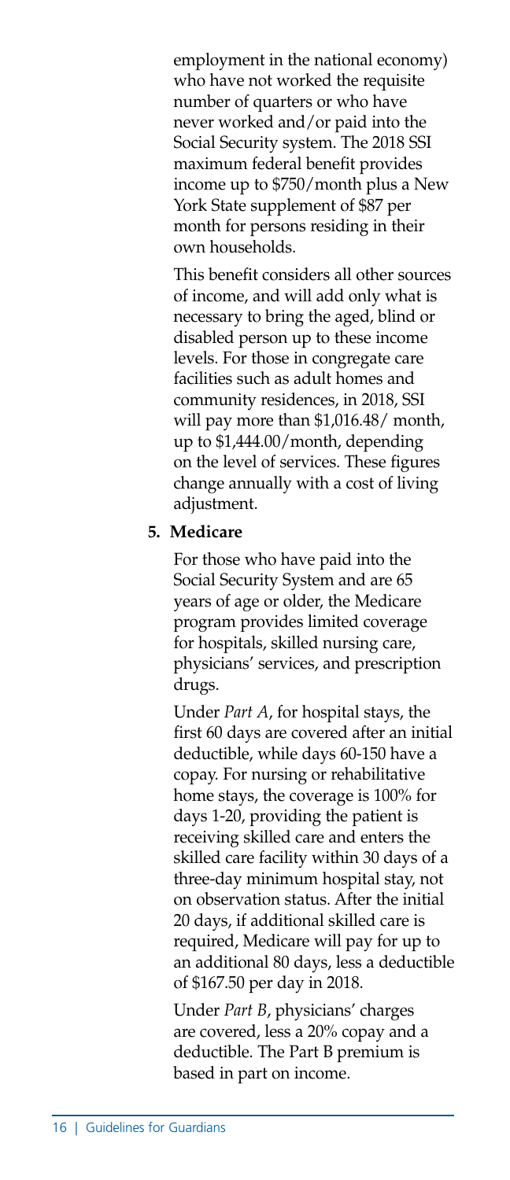employment in the national economy) who have not worked the requisite number of quarters or who have never worked and/or paid into the Social Security system. The 2018 SSI maximum federal benefit provides income up to $750/month plus a New York State supplement of $87 per month for persons residing in their own households.

This benefit considers all other sources of income, and will add only what is necessary to bring the aged, blind or disabled person up to these income levels. For those in congregate care facilities such as adult homes and community residences, in 2018, SSI will pay more than $1,016.48/ month, up to $1,444.00/month, depending on the level of services. These figures change annually with a cost of living adjustment.

**5. Medicare**

For those who have paid into the Social Security System and are 65 years of age or older, the Medicare program provides limited coverage for hospitals, skilled nursing care, physicians' services, and prescription drugs.

Under *Part A*, for hospital stays, the first 60 days are covered after an initial deductible, while days 60-150 have a copay. For nursing or rehabilitative home stays, the coverage is 100% for days 1-20, providing the patient is receiving skilled care and enters the skilled care facility within 30 days of a three-day minimum hospital stay, not on observation status. After the initial 20 days, if additional skilled care is required, Medicare will pay for up to an additional 80 days, less a deductible of $167.50 per day in 2018.

Under *Part B*, physicians' charges are covered, less a 20% copay and a deductible. The Part B premium is based in part on income.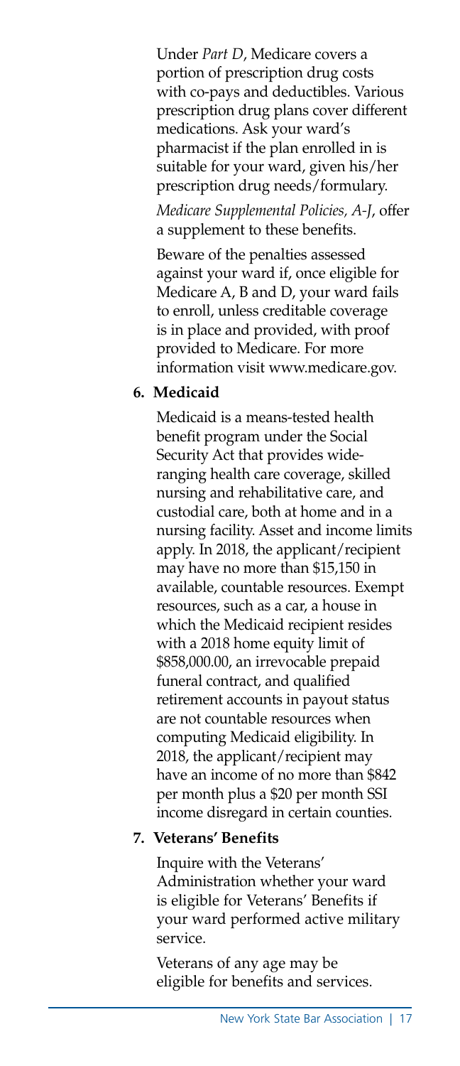Under *Part D*, Medicare covers a portion of prescription drug costs with co-pays and deductibles. Various prescription drug plans cover different medications. Ask your ward's pharmacist if the plan enrolled in is suitable for your ward, given his/her prescription drug needs/formulary.

*Medicare Supplemental Policies, A-J*, offer a supplement to these benefits.

Beware of the penalties assessed against your ward if, once eligible for Medicare A, B and D, your ward fails to enroll, unless creditable coverage is in place and provided, with proof provided to Medicare. For more information visit www.medicare.gov.

**6. Medicaid**

Medicaid is a means-tested health benefit program under the Social Security Act that provides wide-ranging health care coverage, skilled nursing and rehabilitative care, and custodial care, both at home and in a nursing facility. Asset and income limits apply. In 2018, the applicant/recipient may have no more than $15,150 in available, countable resources. Exempt resources, such as a car, a house in which the Medicaid recipient resides with a 2018 home equity limit of $858,000.00, an irrevocable prepaid funeral contract, and qualified retirement accounts in payout status are not countable resources when computing Medicaid eligibility. In 2018, the applicant/recipient may have an income of no more than $842 per month plus a $20 per month SSI income disregard in certain counties.

**7. Veterans' Benefits**

Inquire with the Veterans' Administration whether your ward is eligible for Veterans' Benefits if your ward performed active military service.

Veterans of any age may be eligible for benefits and services.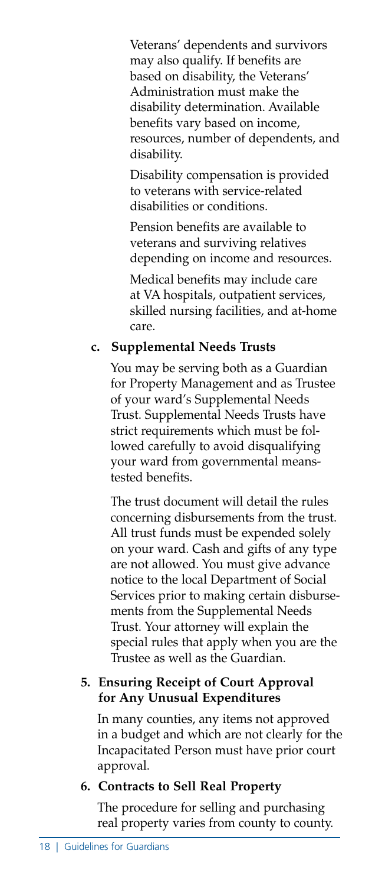Veterans' dependents and survivors may also qualify. If benefits are based on disability, the Veterans' Administration must make the disability determination. Available benefits vary based on income, resources, number of dependents, and disability.

Disability compensation is provided to veterans with service-related disabilities or conditions.

Pension benefits are available to veterans and surviving relatives depending on income and resources.

Medical benefits may include care at VA hospitals, outpatient services, skilled nursing facilities, and at-home care.

**c. Supplemental Needs Trusts**

You may be serving both as a Guardian for Property Management and as Trustee of your ward's Supplemental Needs Trust. Supplemental Needs Trusts have strict requirements which must be followed carefully to avoid disqualifying your ward from governmental means-tested benefits.

The trust document will detail the rules concerning disbursements from the trust. All trust funds must be expended solely on your ward. Cash and gifts of any type are not allowed. You must give advance notice to the local Department of Social Services prior to making certain disbursements from the Supplemental Needs Trust. Your attorney will explain the special rules that apply when you are the Trustee as well as the Guardian.

**5. Ensuring Receipt of Court Approval for Any Unusual Expenditures**

In many counties, any items not approved in a budget and which are not clearly for the Incapacitated Person must have prior court approval.

**6. Contracts to Sell Real Property**

The procedure for selling and purchasing real property varies from county to county.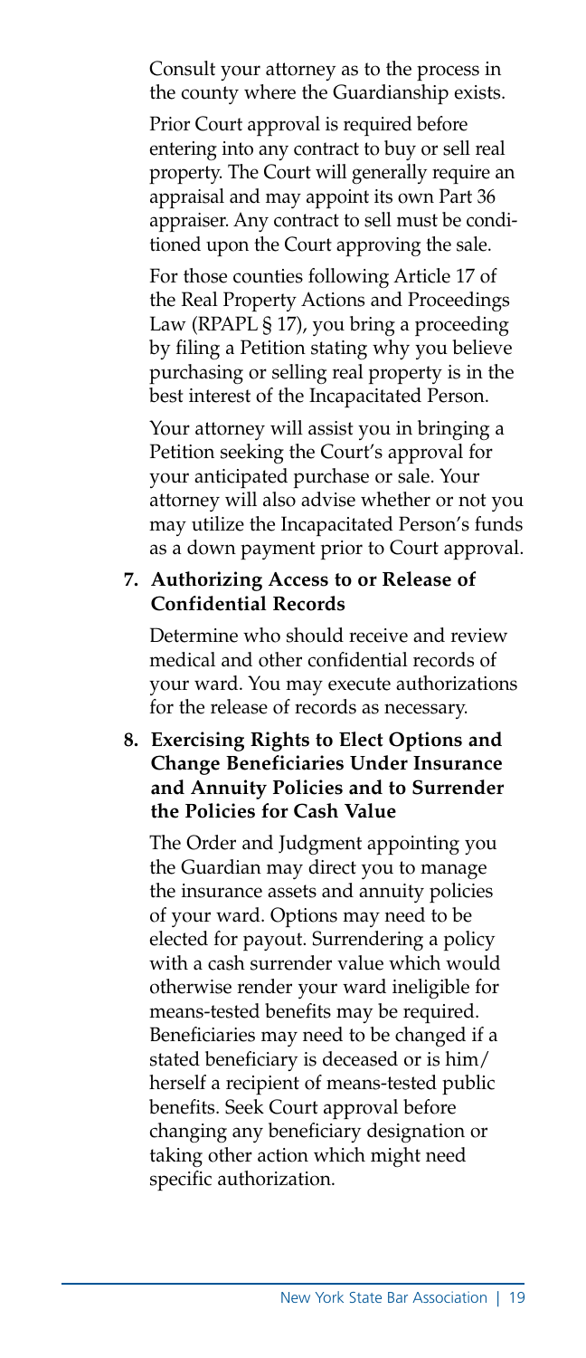Consult your attorney as to the process in the county where the Guardianship exists.

Prior Court approval is required before entering into any contract to buy or sell real property. The Court will generally require an appraisal and may appoint its own Part 36 appraiser. Any contract to sell must be conditioned upon the Court approving the sale.

For those counties following Article 17 of the Real Property Actions and Proceedings Law (RPAPL § 17), you bring a proceeding by filing a Petition stating why you believe purchasing or selling real property is in the best interest of the Incapacitated Person.

Your attorney will assist you in bringing a Petition seeking the Court's approval for your anticipated purchase or sale. Your attorney will also advise whether or not you may utilize the Incapacitated Person's funds as a down payment prior to Court approval.

**7. Authorizing Access to or Release of Confidential Records**

Determine who should receive and review medical and other confidential records of your ward. You may execute authorizations for the release of records as necessary.

**8. Exercising Rights to Elect Options and Change Beneficiaries Under Insurance and Annuity Policies and to Surrender the Policies for Cash Value**

The Order and Judgment appointing you the Guardian may direct you to manage the insurance assets and annuity policies of your ward. Options may need to be elected for payout. Surrendering a policy with a cash surrender value which would otherwise render your ward ineligible for means-tested benefits may be required. Beneficiaries may need to be changed if a stated beneficiary is deceased or is him/herself a recipient of means-tested public benefits. Seek Court approval before changing any beneficiary designation or taking other action which might need specific authorization.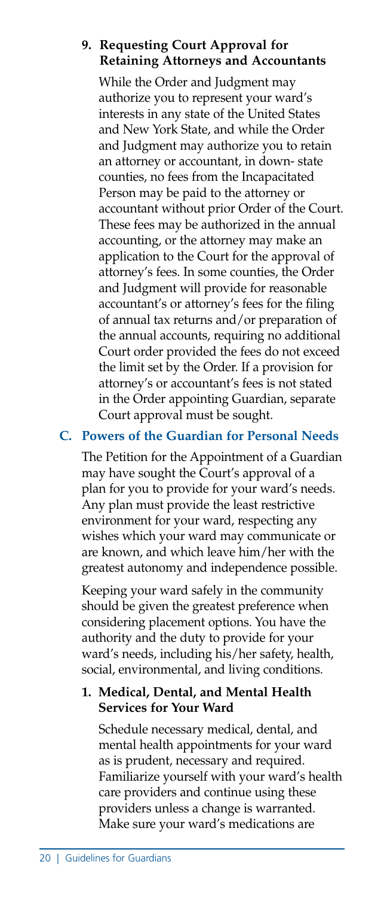#### 9. Requesting Court Approval for Retaining Attorneys and Accountants

While the Order and Judgment may authorize you to represent your ward's interests in any state of the United States and New York State, and while the Order and Judgment may authorize you to retain an attorney or accountant, in down- state counties, no fees from the Incapacitated Person may be paid to the attorney or accountant without prior Order of the Court. These fees may be authorized in the annual accounting, or the attorney may make an application to the Court for the approval of attorney's fees. In some counties, the Order and Judgment will provide for reasonable accountant's or attorney's fees for the filing of annual tax returns and/or preparation of the annual accounts, requiring no additional Court order provided the fees do not exceed the limit set by the Order. If a provision for attorney's or accountant's fees is not stated in the Order appointing Guardian, separate Court approval must be sought.

### C. Powers of the Guardian for Personal Needs

The Petition for the Appointment of a Guardian may have sought the Court's approval of a plan for you to provide for your ward's needs. Any plan must provide the least restrictive environment for your ward, respecting any wishes which your ward may communicate or are known, and which leave him/her with the greatest autonomy and independence possible.

Keeping your ward safely in the community should be given the greatest preference when considering placement options. You have the authority and the duty to provide for your ward's needs, including his/her safety, health, social, environmental, and living conditions.

#### 1. Medical, Dental, and Mental Health Services for Your Ward

Schedule necessary medical, dental, and mental health appointments for your ward as is prudent, necessary and required. Familiarize yourself with your ward's health care providers and continue using these providers unless a change is warranted. Make sure your ward's medications are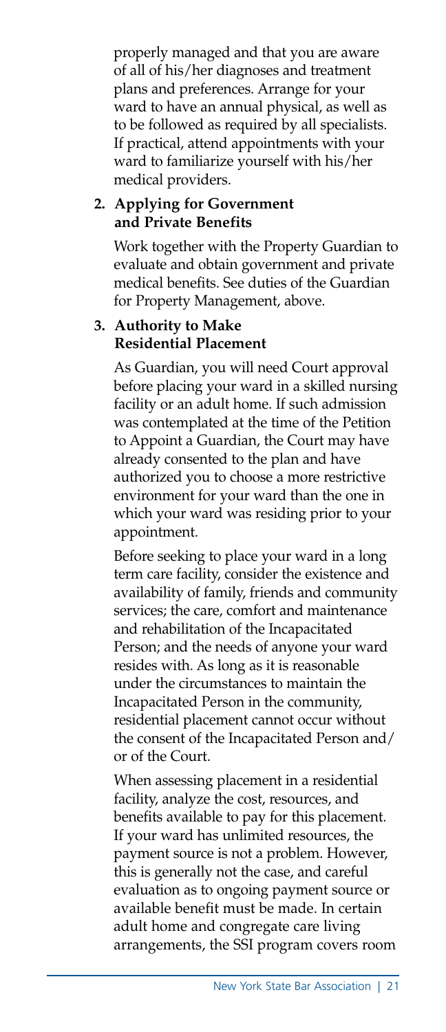properly managed and that you are aware of all of his/her diagnoses and treatment plans and preferences. Arrange for your ward to have an annual physical, as well as to be followed as required by all specialists. If practical, attend appointments with your ward to familiarize yourself with his/her medical providers.

**2. Applying for Government and Private Benefits**

Work together with the Property Guardian to evaluate and obtain government and private medical benefits. See duties of the Guardian for Property Management, above.

**3. Authority to Make Residential Placement**

As Guardian, you will need Court approval before placing your ward in a skilled nursing facility or an adult home. If such admission was contemplated at the time of the Petition to Appoint a Guardian, the Court may have already consented to the plan and have authorized you to choose a more restrictive environment for your ward than the one in which your ward was residing prior to your appointment.

Before seeking to place your ward in a long term care facility, consider the existence and availability of family, friends and community services; the care, comfort and maintenance and rehabilitation of the Incapacitated Person; and the needs of anyone your ward resides with. As long as it is reasonable under the circumstances to maintain the Incapacitated Person in the community, residential placement cannot occur without the consent of the Incapacitated Person and/or of the Court.

When assessing placement in a residential facility, analyze the cost, resources, and benefits available to pay for this placement. If your ward has unlimited resources, the payment source is not a problem. However, this is generally not the case, and careful evaluation as to ongoing payment source or available benefit must be made. In certain adult home and congregate care living arrangements, the SSI program covers room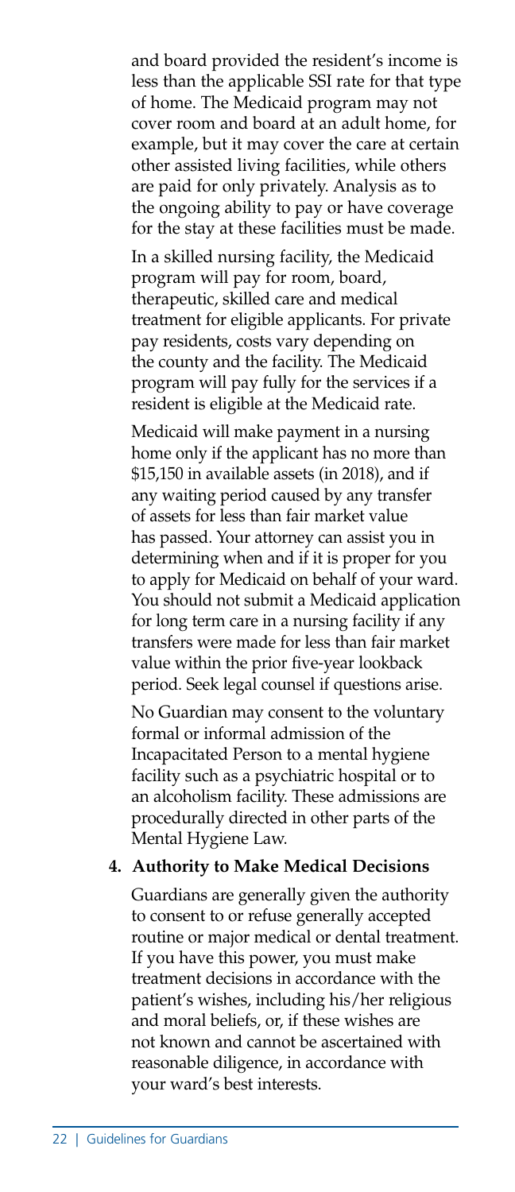and board provided the resident's income is less than the applicable SSI rate for that type of home. The Medicaid program may not cover room and board at an adult home, for example, but it may cover the care at certain other assisted living facilities, while others are paid for only privately. Analysis as to the ongoing ability to pay or have coverage for the stay at these facilities must be made.

In a skilled nursing facility, the Medicaid program will pay for room, board, therapeutic, skilled care and medical treatment for eligible applicants. For private pay residents, costs vary depending on the county and the facility. The Medicaid program will pay fully for the services if a resident is eligible at the Medicaid rate.

Medicaid will make payment in a nursing home only if the applicant has no more than $15,150 in available assets (in 2018), and if any waiting period caused by any transfer of assets for less than fair market value has passed. Your attorney can assist you in determining when and if it is proper for you to apply for Medicaid on behalf of your ward. You should not submit a Medicaid application for long term care in a nursing facility if any transfers were made for less than fair market value within the prior five-year lookback period. Seek legal counsel if questions arise.

No Guardian may consent to the voluntary formal or informal admission of the Incapacitated Person to a mental hygiene facility such as a psychiatric hospital or to an alcoholism facility. These admissions are procedurally directed in other parts of the Mental Hygiene Law.

**4. Authority to Make Medical Decisions**

Guardians are generally given the authority to consent to or refuse generally accepted routine or major medical or dental treatment. If you have this power, you must make treatment decisions in accordance with the patient's wishes, including his/her religious and moral beliefs, or, if these wishes are not known and cannot be ascertained with reasonable diligence, in accordance with your ward's best interests.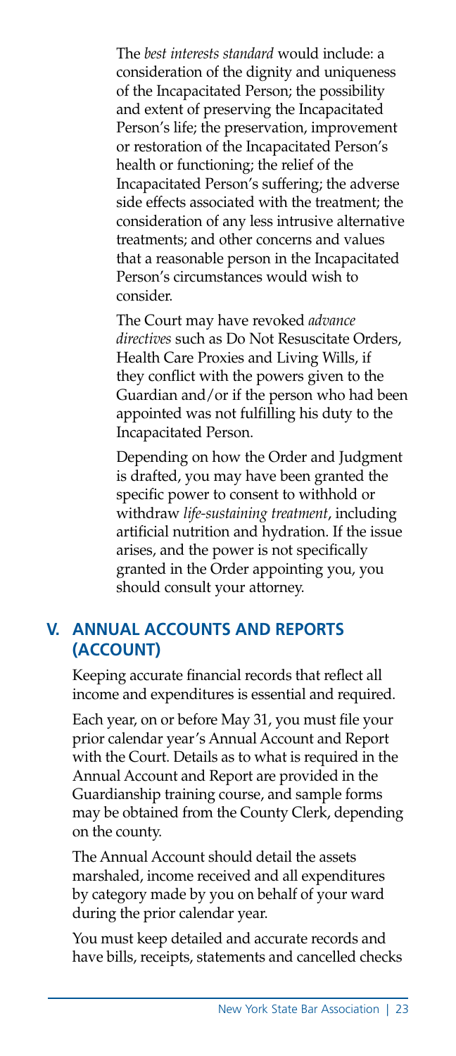The *best interests standard* would include: a consideration of the dignity and uniqueness of the Incapacitated Person; the possibility and extent of preserving the Incapacitated Person's life; the preservation, improvement or restoration of the Incapacitated Person's health or functioning; the relief of the Incapacitated Person's suffering; the adverse side effects associated with the treatment; the consideration of any less intrusive alternative treatments; and other concerns and values that a reasonable person in the Incapacitated Person's circumstances would wish to consider.

The Court may have revoked *advance directives* such as Do Not Resuscitate Orders, Health Care Proxies and Living Wills, if they conflict with the powers given to the Guardian and/or if the person who had been appointed was not fulfilling his duty to the Incapacitated Person.

Depending on how the Order and Judgment is drafted, you may have been granted the specific power to consent to withhold or withdraw *life-sustaining treatment*, including artificial nutrition and hydration. If the issue arises, and the power is not specifically granted in the Order appointing you, you should consult your attorney.

## V. ANNUAL ACCOUNTS AND REPORTS (ACCOUNT)

Keeping accurate financial records that reflect all income and expenditures is essential and required.

Each year, on or before May 31, you must file your prior calendar year's Annual Account and Report with the Court. Details as to what is required in the Annual Account and Report are provided in the Guardianship training course, and sample forms may be obtained from the County Clerk, depending on the county.

The Annual Account should detail the assets marshaled, income received and all expenditures by category made by you on behalf of your ward during the prior calendar year.

You must keep detailed and accurate records and have bills, receipts, statements and cancelled checks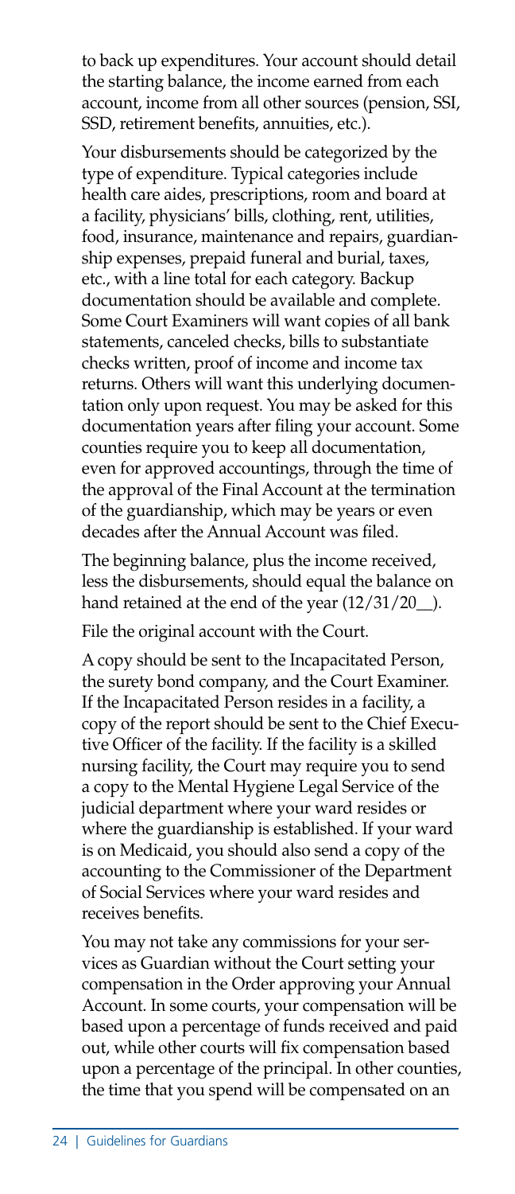to back up expenditures. Your account should detail the starting balance, the income earned from each account, income from all other sources (pension, SSI, SSD, retirement benefits, annuities, etc.).

Your disbursements should be categorized by the type of expenditure. Typical categories include health care aides, prescriptions, room and board at a facility, physicians' bills, clothing, rent, utilities, food, insurance, maintenance and repairs, guardianship expenses, prepaid funeral and burial, taxes, etc., with a line total for each category. Backup documentation should be available and complete. Some Court Examiners will want copies of all bank statements, canceled checks, bills to substantiate checks written, proof of income and income tax returns. Others will want this underlying documentation only upon request. You may be asked for this documentation years after filing your account. Some counties require you to keep all documentation, even for approved accountings, through the time of the approval of the Final Account at the termination of the guardianship, which may be years or even decades after the Annual Account was filed.

The beginning balance, plus the income received, less the disbursements, should equal the balance on hand retained at the end of the year (12/31/20__).

File the original account with the Court.

A copy should be sent to the Incapacitated Person, the surety bond company, and the Court Examiner. If the Incapacitated Person resides in a facility, a copy of the report should be sent to the Chief Executive Officer of the facility. If the facility is a skilled nursing facility, the Court may require you to send a copy to the Mental Hygiene Legal Service of the judicial department where your ward resides or where the guardianship is established. If your ward is on Medicaid, you should also send a copy of the accounting to the Commissioner of the Department of Social Services where your ward resides and receives benefits.

You may not take any commissions for your services as Guardian without the Court setting your compensation in the Order approving your Annual Account. In some courts, your compensation will be based upon a percentage of funds received and paid out, while other courts will fix compensation based upon a percentage of the principal. In other counties, the time that you spend will be compensated on an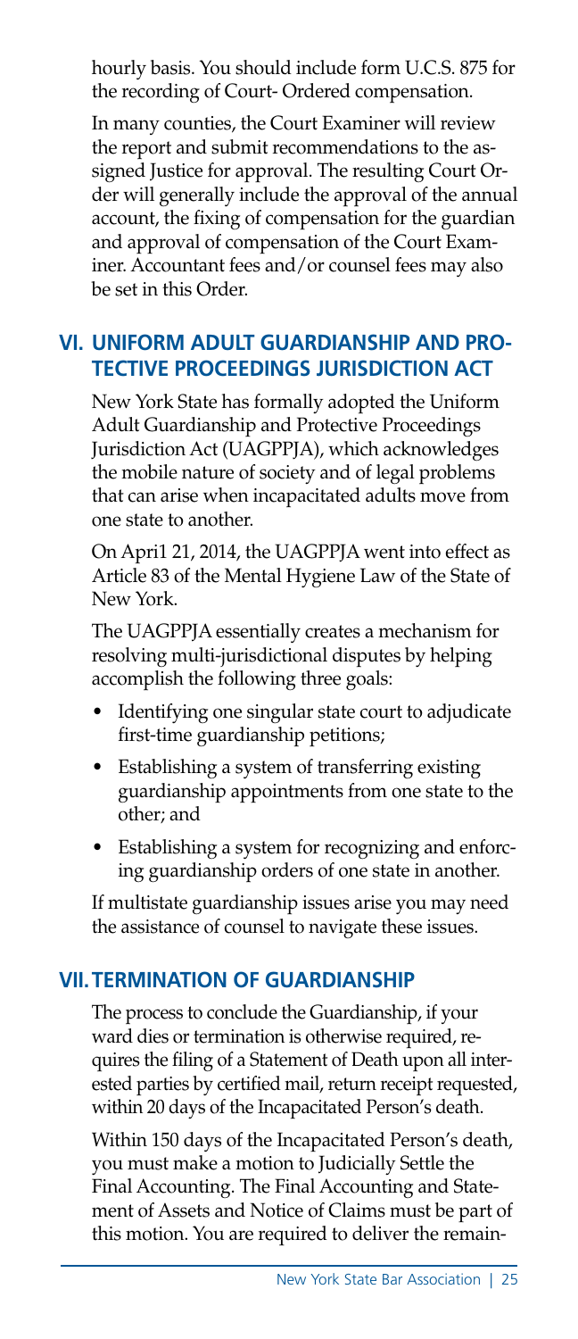hourly basis. You should include form U.C.S. 875 for the recording of Court- Ordered compensation.

In many counties, the Court Examiner will review the report and submit recommendations to the assigned Justice for approval. The resulting Court Order will generally include the approval of the annual account, the fixing of compensation for the guardian and approval of compensation of the Court Examiner. Accountant fees and/or counsel fees may also be set in this Order.

## VI. UNIFORM ADULT GUARDIANSHIP AND PROTECTIVE PROCEEDINGS JURISDICTION ACT

New York State has formally adopted the Uniform Adult Guardianship and Protective Proceedings Jurisdiction Act (UAGPPJA), which acknowledges the mobile nature of society and of legal problems that can arise when incapacitated adults move from one state to another.

On Apri1 21, 2014, the UAGPPJA went into effect as Article 83 of the Mental Hygiene Law of the State of New York.

The UAGPPJA essentially creates a mechanism for resolving multi-jurisdictional disputes by helping accomplish the following three goals:

- Identifying one singular state court to adjudicate first-time guardianship petitions;
- Establishing a system of transferring existing guardianship appointments from one state to the other; and
- Establishing a system for recognizing and enforcing guardianship orders of one state in another.

If multistate guardianship issues arise you may need the assistance of counsel to navigate these issues.

## VII. TERMINATION OF GUARDIANSHIP

The process to conclude the Guardianship, if your ward dies or termination is otherwise required, requires the filing of a Statement of Death upon all interested parties by certified mail, return receipt requested, within 20 days of the Incapacitated Person's death.

Within 150 days of the Incapacitated Person's death, you must make a motion to Judicially Settle the Final Accounting. The Final Accounting and Statement of Assets and Notice of Claims must be part of this motion. You are required to deliver the remain-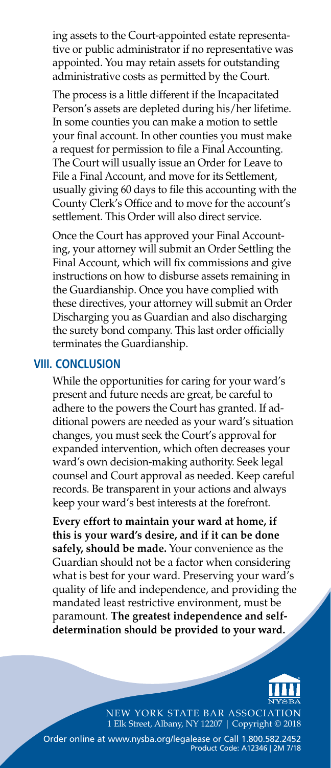ing assets to the Court-appointed estate representative or public administrator if no representative was appointed. You may retain assets for outstanding administrative costs as permitted by the Court.

The process is a little different if the Incapacitated Person's assets are depleted during his/her lifetime. In some counties you can make a motion to settle your final account. In other counties you must make a request for permission to file a Final Accounting. The Court will usually issue an Order for Leave to File a Final Account, and move for its Settlement, usually giving 60 days to file this accounting with the County Clerk's Office and to move for the account's settlement. This Order will also direct service.

Once the Court has approved your Final Accounting, your attorney will submit an Order Settling the Final Account, which will fix commissions and give instructions on how to disburse assets remaining in the Guardianship. Once you have complied with these directives, your attorney will submit an Order Discharging you as Guardian and also discharging the surety bond company. This last order officially terminates the Guardianship.

## VIII. CONCLUSION

While the opportunities for caring for your ward's present and future needs are great, be careful to adhere to the powers the Court has granted. If additional powers are needed as your ward's situation changes, you must seek the Court's approval for expanded intervention, which often decreases your ward's own decision-making authority. Seek legal counsel and Court approval as needed. Keep careful records. Be transparent in your actions and always keep your ward's best interests at the forefront.

**Every effort to maintain your ward at home, if this is your ward's desire, and if it can be done safely, should be made.** Your convenience as the Guardian should not be a factor when considering what is best for your ward. Preserving your ward's quality of life and independence, and providing the mandated least restrictive environment, must be paramount. **The greatest independence and self-determination should be provided to your ward.**

NYSBA

NEW YORK STATE BAR ASSOCIATION
1 Elk Street, Albany, NY 12207 | Copyright © 2018

Order online at www.nysba.org/legalease or Call 1.800.582.2452
Product Code: A12346 | 2M 7/18